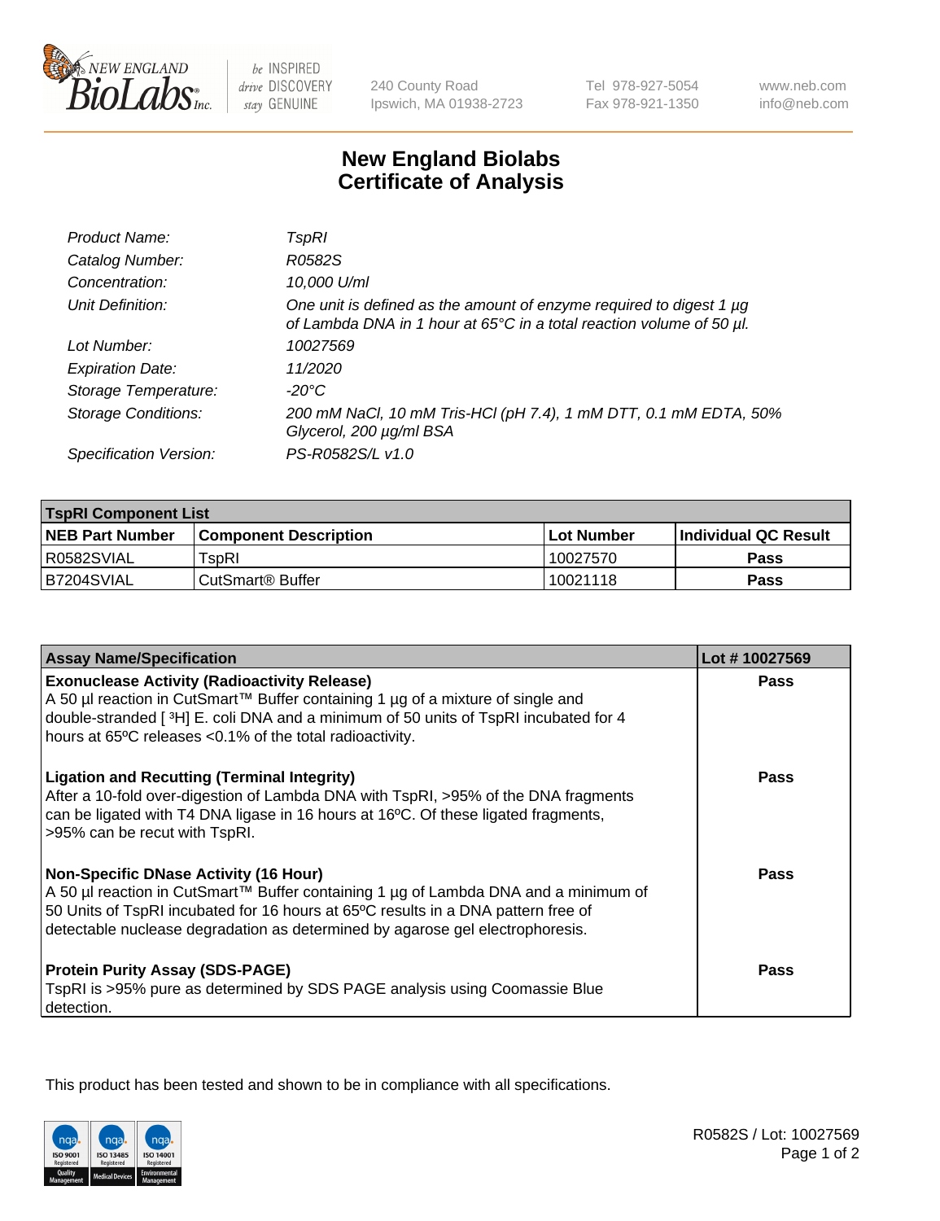# New England Biolabs Certificate of Analysis

| | |
|---|---|
| *Product Name:* | *TspRI* |
| *Catalog Number:* | *R0582S* |
| *Concentration:* | *10,000 U/ml* |
| *Unit Definition:* | *One unit is defined as the amount of enzyme required to digest 1 µg of Lambda DNA in 1 hour at 65°C in a total reaction volume of 50 µl.* |
| *Lot Number:* | *10027569* |
| *Expiration Date:* | *11/2020* |
| *Storage Temperature:* | *-20°C* |
| *Storage Conditions:* | *200 mM NaCl, 10 mM Tris-HCl (pH 7.4), 1 mM DTT, 0.1 mM EDTA, 50% Glycerol, 200 µg/ml BSA* |
| *Specification Version:* | *PS-R0582S/L v1.0* |

| **TspRI Component List** | | | |
|---|---|---|---|
| **NEB Part Number** | **Component Description** | **Lot Number** | **Individual QC Result** |
| R0582SVIAL | TspRI | 10027570 | **Pass** |
| B7204SVIAL | CutSmart® Buffer | 10021118 | **Pass** |

| **Assay Name/Specification** | **Lot # 10027569** |
|---|---|
| **Exonuclease Activity (Radioactivity Release)** A 50 µl reaction in CutSmart™ Buffer containing 1 µg of a mixture of single and double-stranded [ $^3$H] E. coli DNA and a minimum of 50 units of TspRI incubated for 4 hours at 65ºC releases <0.1% of the total radioactivity. | **Pass** |
| **Ligation and Recutting (Terminal Integrity)** After a 10-fold over-digestion of Lambda DNA with TspRI, >95% of the DNA fragments can be ligated with T4 DNA ligase in 16 hours at 16ºC. Of these ligated fragments, >95% can be recut with TspRI. | **Pass** |
| **Non-Specific DNase Activity (16 Hour)** A 50 µl reaction in CutSmart™ Buffer containing 1 µg of Lambda DNA and a minimum of 50 Units of TspRI incubated for 16 hours at 65ºC results in a DNA pattern free of detectable nuclease degradation as determined by agarose gel electrophoresis. | **Pass** |
| **Protein Purity Assay (SDS-PAGE)** TspRI is >95% pure as determined by SDS PAGE analysis using Coomassie Blue detection. | **Pass** |

This product has been tested and shown to be in compliance with all specifications.

R0582S / Lot: 10027569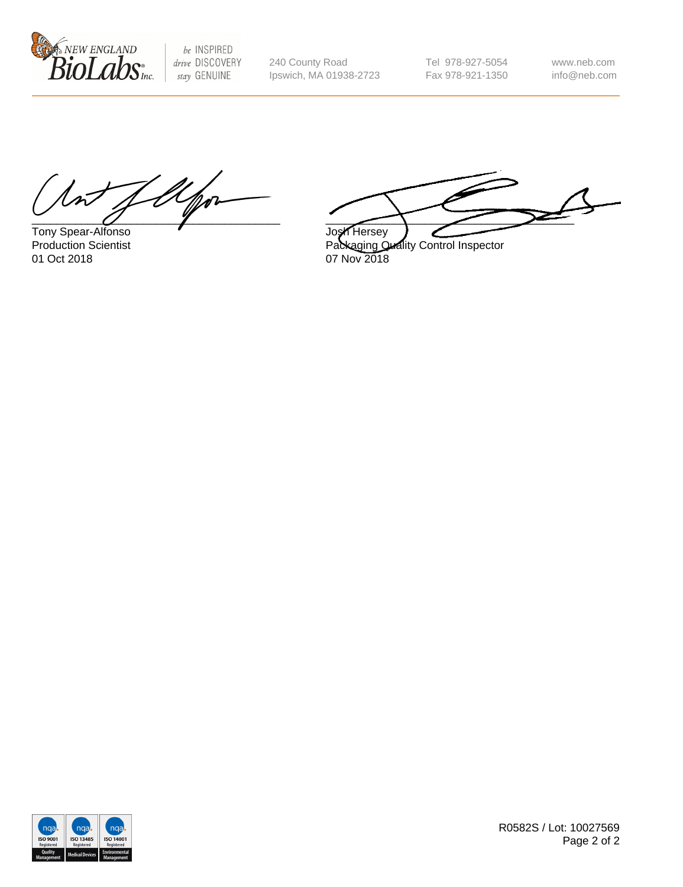Tony Spear-Alfonso
Production Scientist
01 Oct 2018

Josh Hersey
Packaging Quality Control Inspector
07 Nov 2018

R0582S / Lot: 10027569